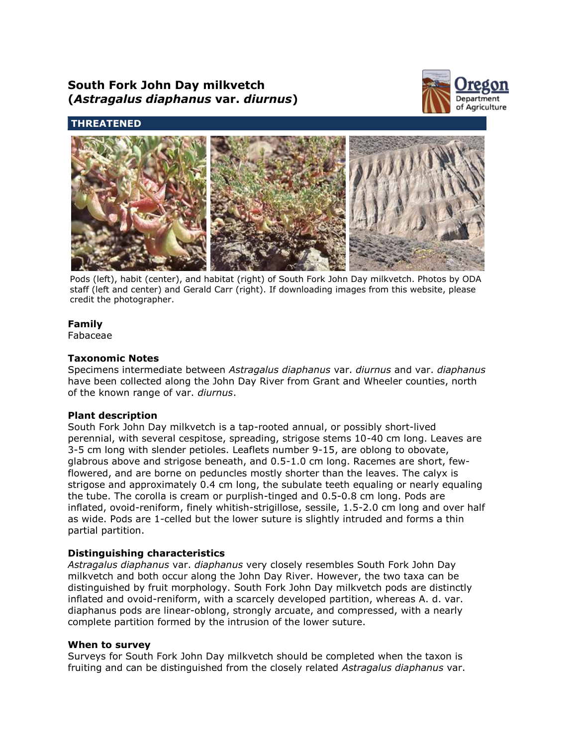# South Fork John Day milkvetch (*Astragalus diaphanus* var. *diurnus*)

**THREATENED**

Pods (left), habit (center), and habitat (right) of South Fork John Day milkvetch. Photos by ODA staff (left and center) and Gerald Carr (right). If downloading images from this website, please credit the photographer.

**Family**
Fabaceae

**Taxonomic Notes**
Specimens intermediate between *Astragalus diaphanus* var. *diurnus* and var. *diaphanus* have been collected along the John Day River from Grant and Wheeler counties, north of the known range of var. *diurnus*.

**Plant description**
South Fork John Day milkvetch is a tap-rooted annual, or possibly short-lived perennial, with several cespitose, spreading, strigose stems 10-40 cm long. Leaves are 3-5 cm long with slender petioles. Leaflets number 9-15, are oblong to obovate, glabrous above and strigose beneath, and 0.5-1.0 cm long. Racemes are short, few-flowered, and are borne on peduncles mostly shorter than the leaves. The calyx is strigose and approximately 0.4 cm long, the subulate teeth equaling or nearly equaling the tube. The corolla is cream or purplish-tinged and 0.5-0.8 cm long. Pods are inflated, ovoid-reniform, finely whitish-strigillose, sessile, 1.5-2.0 cm long and over half as wide. Pods are 1-celled but the lower suture is slightly intruded and forms a thin partial partition.

**Distinguishing characteristics**
*Astragalus diaphanus* var. *diaphanus* very closely resembles South Fork John Day milkvetch and both occur along the John Day River. However, the two taxa can be distinguished by fruit morphology. South Fork John Day milkvetch pods are distinctly inflated and ovoid-reniform, with a scarcely developed partition, whereas A. d. var. diaphanus pods are linear-oblong, strongly arcuate, and compressed, with a nearly complete partition formed by the intrusion of the lower suture.

**When to survey**
Surveys for South Fork John Day milkvetch should be completed when the taxon is fruiting and can be distinguished from the closely related *Astragalus diaphanus* var.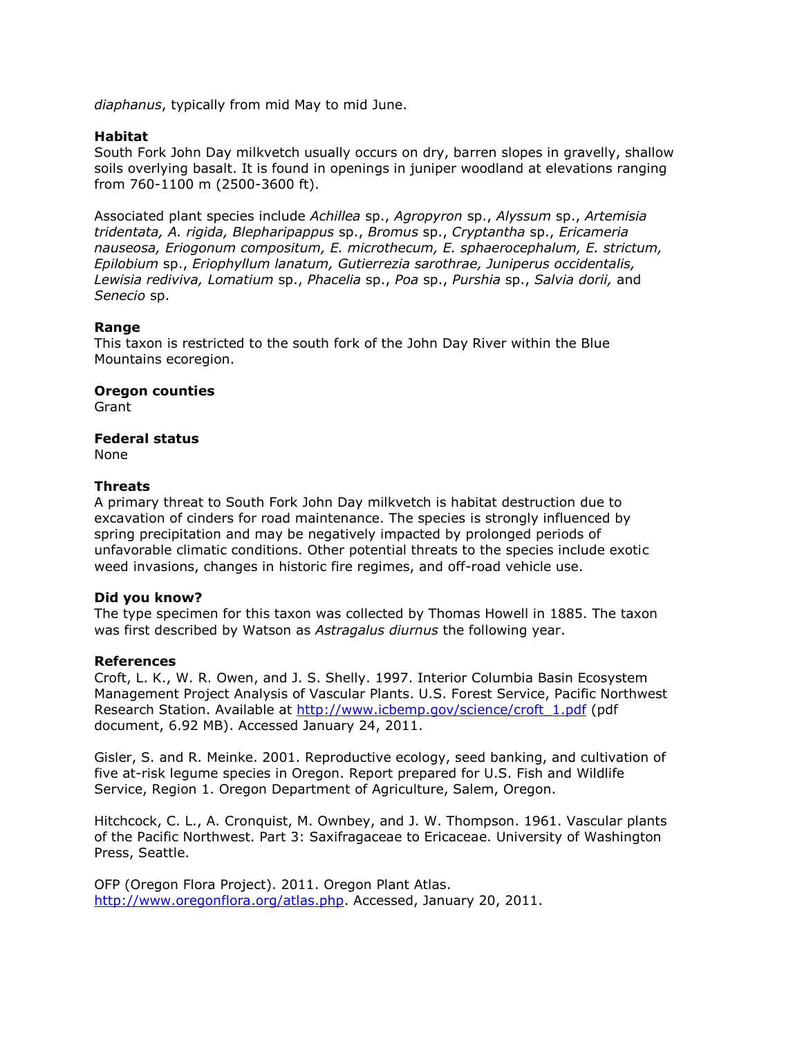*diaphanus*, typically from mid May to mid June.

**Habitat**
South Fork John Day milkvetch usually occurs on dry, barren slopes in gravelly, shallow soils overlying basalt. It is found in openings in juniper woodland at elevations ranging from 760-1100 m (2500-3600 ft).

Associated plant species include *Achillea* sp., *Agropyron* sp., *Alyssum* sp., *Artemisia tridentata, A. rigida, Blepharipappus* sp., *Bromus* sp., *Cryptantha* sp., *Ericameria nauseosa, Eriogonum compositum, E. microthecum, E. sphaerocephalum, E. strictum, Epilobium* sp., *Eriophyllum lanatum, Gutierrezia sarothrae, Juniperus occidentalis, Lewisia rediviva, Lomatium* sp., *Phacelia* sp., *Poa* sp., *Purshia* sp., *Salvia dorii,* and *Senecio* sp.

**Range**
This taxon is restricted to the south fork of the John Day River within the Blue Mountains ecoregion.

**Oregon counties**
Grant

**Federal status**
None

**Threats**
A primary threat to South Fork John Day milkvetch is habitat destruction due to excavation of cinders for road maintenance. The species is strongly influenced by spring precipitation and may be negatively impacted by prolonged periods of unfavorable climatic conditions. Other potential threats to the species include exotic weed invasions, changes in historic fire regimes, and off-road vehicle use.

**Did you know?**
The type specimen for this taxon was collected by Thomas Howell in 1885. The taxon was first described by Watson as *Astragalus diurnus* the following year.

**References**
Croft, L. K., W. R. Owen, and J. S. Shelly. 1997. Interior Columbia Basin Ecosystem Management Project Analysis of Vascular Plants. U.S. Forest Service, Pacific Northwest Research Station. Available at [http://www.icbemp.gov/science/croft_1.pdf](http://www.icbemp.gov/science/croft_1.pdf) (pdf document, 6.92 MB). Accessed January 24, 2011.

Gisler, S. and R. Meinke. 2001. Reproductive ecology, seed banking, and cultivation of five at-risk legume species in Oregon. Report prepared for U.S. Fish and Wildlife Service, Region 1. Oregon Department of Agriculture, Salem, Oregon.

Hitchcock, C. L., A. Cronquist, M. Ownbey, and J. W. Thompson. 1961. Vascular plants of the Pacific Northwest. Part 3: Saxifragaceae to Ericaceae. University of Washington Press, Seattle.

OFP (Oregon Flora Project). 2011. Oregon Plant Atlas. [http://www.oregonflora.org/atlas.php](http://www.oregonflora.org/atlas.php). Accessed, January 20, 2011.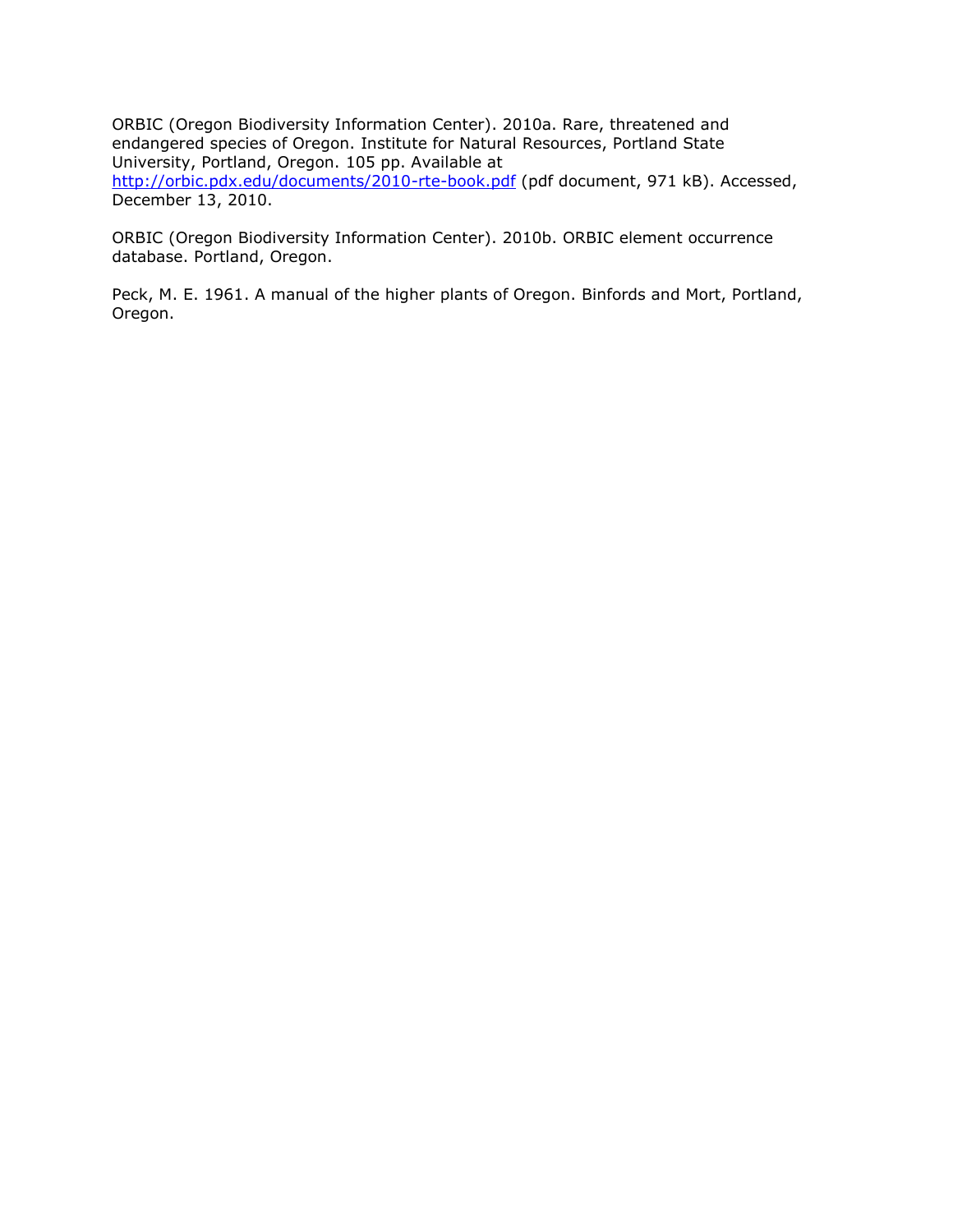ORBIC (Oregon Biodiversity Information Center). 2010a. Rare, threatened and endangered species of Oregon. Institute for Natural Resources, Portland State University, Portland, Oregon. 105 pp. Available at [http://orbic.pdx.edu/documents/2010-rte-book.pdf](http://orbic.pdx.edu/documents/2010-rte-book.pdf) (pdf document, 971 kB). Accessed, December 13, 2010.

ORBIC (Oregon Biodiversity Information Center). 2010b. ORBIC element occurrence database. Portland, Oregon.

Peck, M. E. 1961. A manual of the higher plants of Oregon. Binfords and Mort, Portland, Oregon.